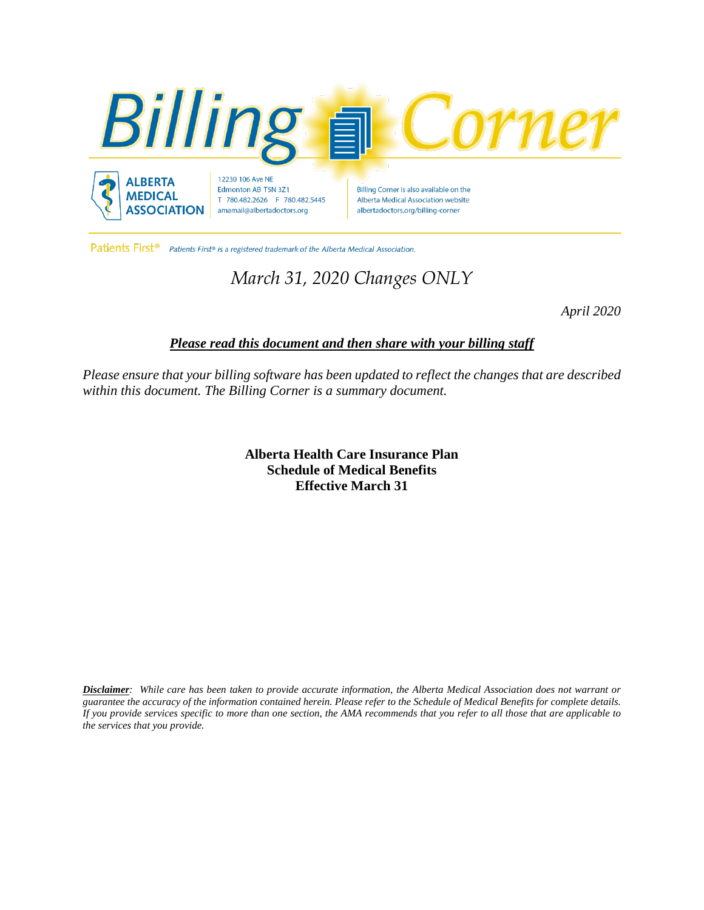# Billing Corner

**ALBERTA MEDICAL ASSOCIATION**

12230 106 Ave NE
Edmonton AB T5N 3Z1
T 780.482.2626 F 780.482.5445
amamail@albertadoctors.org

Billing Corner is also available on the Alberta Medical Association website
albertadoctors.org/billing-corner

Patients First® *Patients First® is a registered trademark of the Alberta Medical Association.*

## *March 31, 2020 Changes ONLY*

*April 2020*

***Please read this document and then share with your billing staff***

*Please ensure that your billing software has been updated to reflect the changes that are described within this document. The Billing Corner is a summary document.*

**Alberta Health Care Insurance Plan**
**Schedule of Medical Benefits**
**Effective March 31**

***Disclaimer**: While care has been taken to provide accurate information, the Alberta Medical Association does not warrant or guarantee the accuracy of the information contained herein. Please refer to the Schedule of Medical Benefits for complete details. If you provide services specific to more than one section, the AMA recommends that you refer to all those that are applicable to the services that you provide.*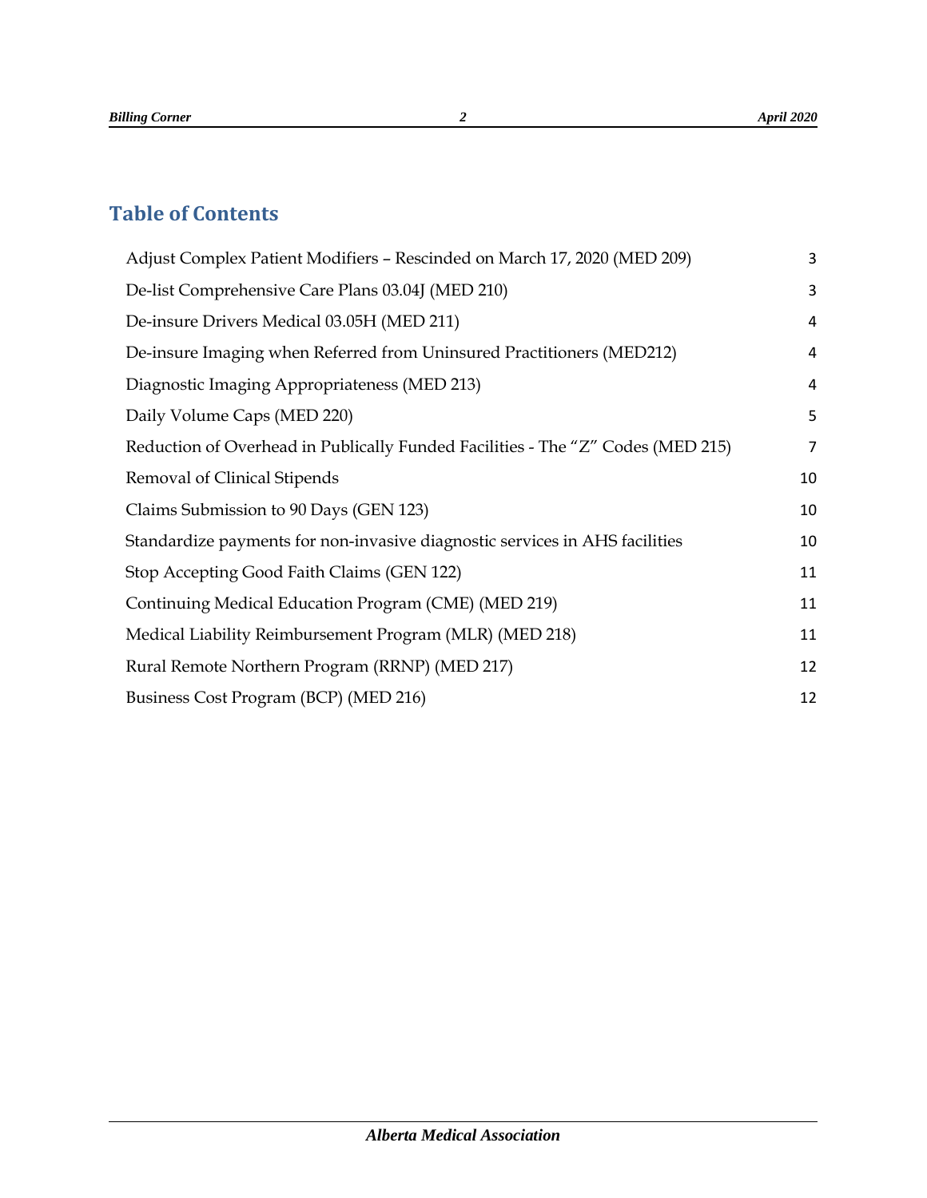## Table of Contents

| | |
|---|---|
| Adjust Complex Patient Modifiers – Rescinded on March 17, 2020 (MED 209) | 3 |
| De-list Comprehensive Care Plans 03.04J (MED 210) | 3 |
| De-insure Drivers Medical 03.05H (MED 211) | 4 |
| De-insure Imaging when Referred from Uninsured Practitioners (MED212) | 4 |
| Diagnostic Imaging Appropriateness (MED 213) | 4 |
| Daily Volume Caps (MED 220) | 5 |
| Reduction of Overhead in Publically Funded Facilities - The "Z" Codes (MED 215) | 7 |
| Removal of Clinical Stipends | 10 |
| Claims Submission to 90 Days (GEN 123) | 10 |
| Standardize payments for non-invasive diagnostic services in AHS facilities | 10 |
| Stop Accepting Good Faith Claims (GEN 122) | 11 |
| Continuing Medical Education Program (CME) (MED 219) | 11 |
| Medical Liability Reimbursement Program (MLR) (MED 218) | 11 |
| Rural Remote Northern Program (RRNP) (MED 217) | 12 |
| Business Cost Program (BCP) (MED 216) | 12 |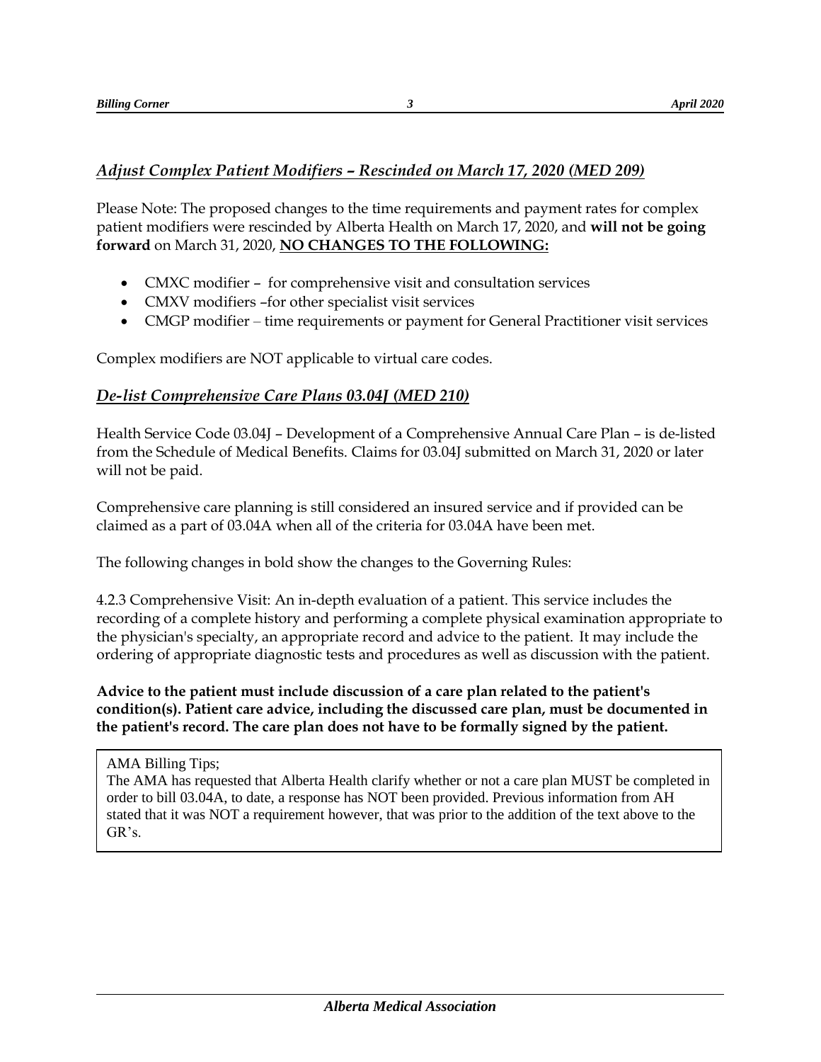## ***Adjust Complex Patient Modifiers – Rescinded on March 17, 2020 (MED 209)***

Please Note: The proposed changes to the time requirements and payment rates for complex patient modifiers were rescinded by Alberta Health on March 17, 2020, and **will not be going forward** on March 31, 2020, **NO CHANGES TO THE FOLLOWING:**

- CMXC modifier – for comprehensive visit and consultation services
- CMXV modifiers –for other specialist visit services
- CMGP modifier – time requirements or payment for General Practitioner visit services

Complex modifiers are NOT applicable to virtual care codes.

## ***De-list Comprehensive Care Plans 03.04J (MED 210)***

Health Service Code 03.04J – Development of a Comprehensive Annual Care Plan – is de-listed from the Schedule of Medical Benefits. Claims for 03.04J submitted on March 31, 2020 or later will not be paid.

Comprehensive care planning is still considered an insured service and if provided can be claimed as a part of 03.04A when all of the criteria for 03.04A have been met.

The following changes in bold show the changes to the Governing Rules:

4.2.3 Comprehensive Visit: An in-depth evaluation of a patient. This service includes the recording of a complete history and performing a complete physical examination appropriate to the physician's specialty, an appropriate record and advice to the patient. It may include the ordering of appropriate diagnostic tests and procedures as well as discussion with the patient.

**Advice to the patient must include discussion of a care plan related to the patient's condition(s). Patient care advice, including the discussed care plan, must be documented in the patient's record. The care plan does not have to be formally signed by the patient.**

AMA Billing Tips;
The AMA has requested that Alberta Health clarify whether or not a care plan MUST be completed in order to bill 03.04A, to date, a response has NOT been provided. Previous information from AH stated that it was NOT a requirement however, that was prior to the addition of the text above to the GR's.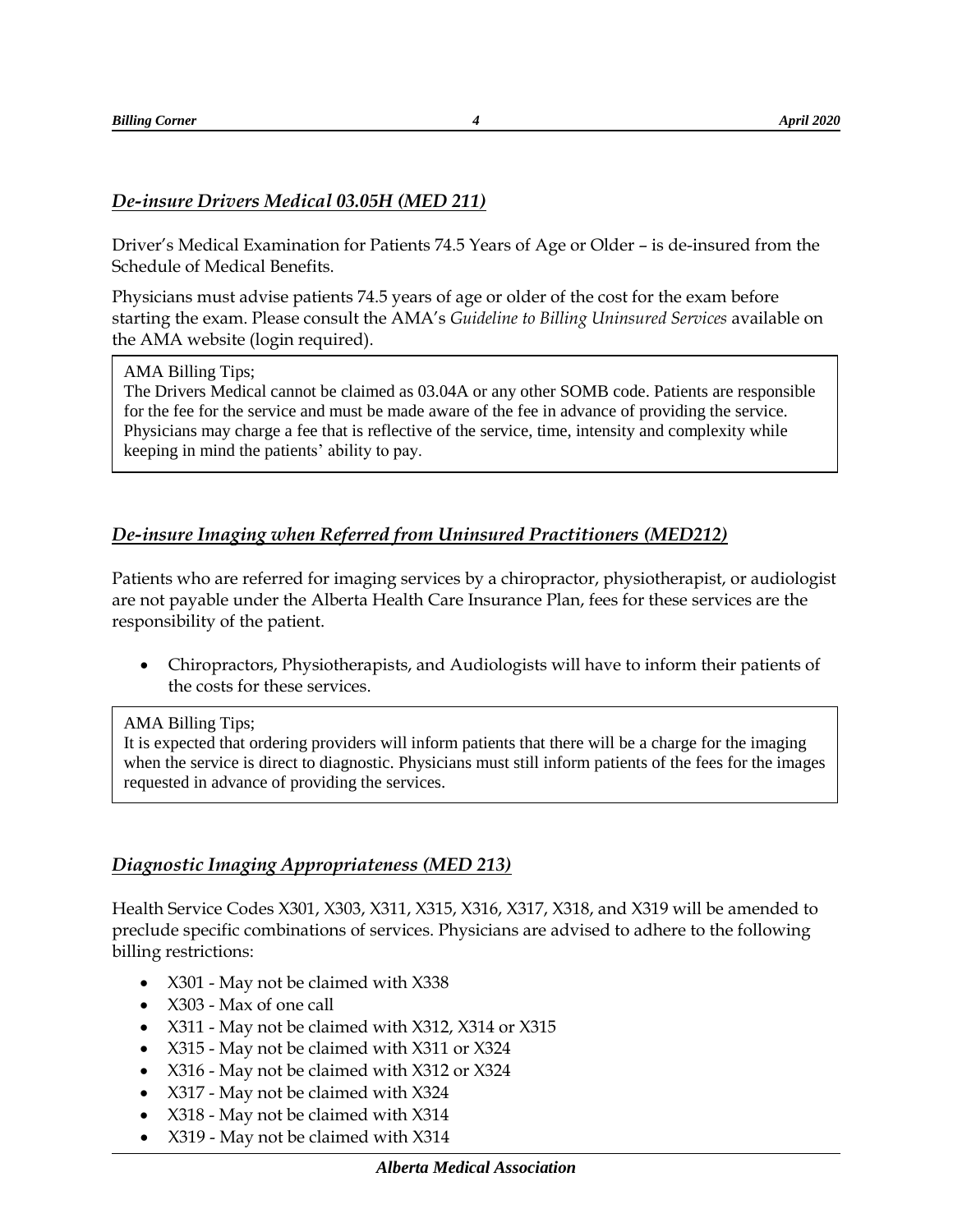## *De-insure Drivers Medical 03.05H (MED 211)*

Driver's Medical Examination for Patients 74.5 Years of Age or Older – is de-insured from the Schedule of Medical Benefits.

Physicians must advise patients 74.5 years of age or older of the cost for the exam before starting the exam. Please consult the AMA's *Guideline to Billing Uninsured Services* available on the AMA website (login required).

> AMA Billing Tips;
> The Drivers Medical cannot be claimed as 03.04A or any other SOMB code. Patients are responsible for the fee for the service and must be made aware of the fee in advance of providing the service. Physicians may charge a fee that is reflective of the service, time, intensity and complexity while keeping in mind the patients' ability to pay.

## *De-insure Imaging when Referred from Uninsured Practitioners (MED212)*

Patients who are referred for imaging services by a chiropractor, physiotherapist, or audiologist are not payable under the Alberta Health Care Insurance Plan, fees for these services are the responsibility of the patient.

- Chiropractors, Physiotherapists, and Audiologists will have to inform their patients of the costs for these services.

> AMA Billing Tips;
> It is expected that ordering providers will inform patients that there will be a charge for the imaging when the service is direct to diagnostic. Physicians must still inform patients of the fees for the images requested in advance of providing the services.

## *Diagnostic Imaging Appropriateness (MED 213)*

Health Service Codes X301, X303, X311, X315, X316, X317, X318, and X319 will be amended to preclude specific combinations of services. Physicians are advised to adhere to the following billing restrictions:

- X301 - May not be claimed with X338
- X303 - Max of one call
- X311 - May not be claimed with X312, X314 or X315
- X315 - May not be claimed with X311 or X324
- X316 - May not be claimed with X312 or X324
- X317 - May not be claimed with X324
- X318 - May not be claimed with X314
- X319 - May not be claimed with X314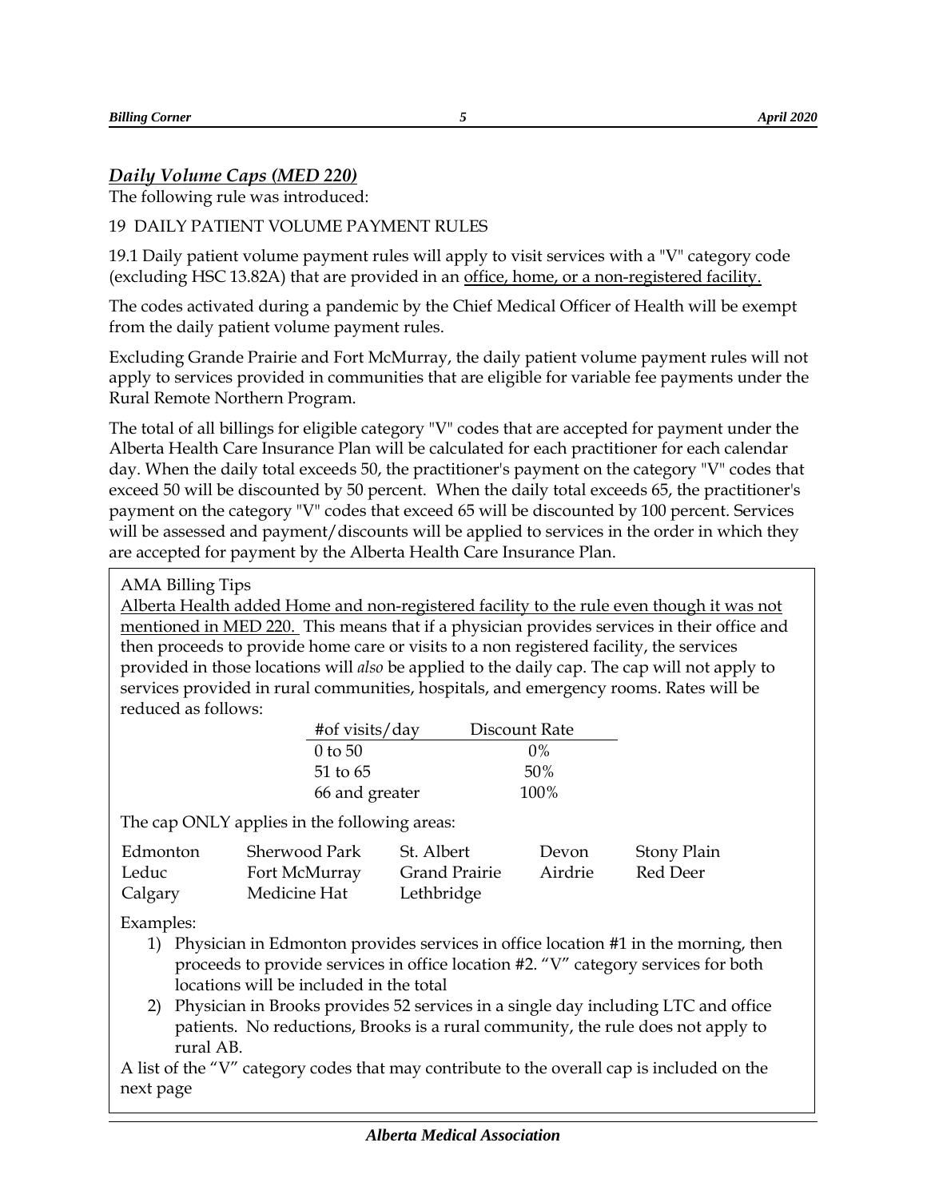## *Daily Volume Caps (MED 220)*

The following rule was introduced:

19 DAILY PATIENT VOLUME PAYMENT RULES

19.1 Daily patient volume payment rules will apply to visit services with a "V" category code (excluding HSC 13.82A) that are provided in an office, home, or a non-registered facility.

The codes activated during a pandemic by the Chief Medical Officer of Health will be exempt from the daily patient volume payment rules.

Excluding Grande Prairie and Fort McMurray, the daily patient volume payment rules will not apply to services provided in communities that are eligible for variable fee payments under the Rural Remote Northern Program.

The total of all billings for eligible category "V" codes that are accepted for payment under the Alberta Health Care Insurance Plan will be calculated for each practitioner for each calendar day. When the daily total exceeds 50, the practitioner's payment on the category "V" codes that exceed 50 will be discounted by 50 percent. When the daily total exceeds 65, the practitioner's payment on the category "V" codes that exceed 65 will be discounted by 100 percent. Services will be assessed and payment/discounts will be applied to services in the order in which they are accepted for payment by the Alberta Health Care Insurance Plan.

AMA Billing Tips

Alberta Health added Home and non-registered facility to the rule even though it was not mentioned in MED 220. This means that if a physician provides services in their office and then proceeds to provide home care or visits to a non registered facility, the services provided in those locations will *also* be applied to the daily cap. The cap will not apply to services provided in rural communities, hospitals, and emergency rooms. Rates will be reduced as follows:

| #of visits/day | Discount Rate |
|---|---|
| 0 to 50 | 0% |
| 51 to 65 | 50% |
| 66 and greater | 100% |

The cap ONLY applies in the following areas:

| | | | | |
|---|---|---|---|---|
| Edmonton | Sherwood Park | St. Albert | Devon | Stony Plain |
| Leduc | Fort McMurray | Grande Prairie | Airdrie | Red Deer |
| Calgary | Medicine Hat | Lethbridge | | |

Examples:

1) Physician in Edmonton provides services in office location #1 in the morning, then proceeds to provide services in office location #2. "V" category services for both locations will be included in the total
2) Physician in Brooks provides 52 services in a single day including LTC and office patients. No reductions, Brooks is a rural community, the rule does not apply to rural AB.

A list of the "V" category codes that may contribute to the overall cap is included on the next page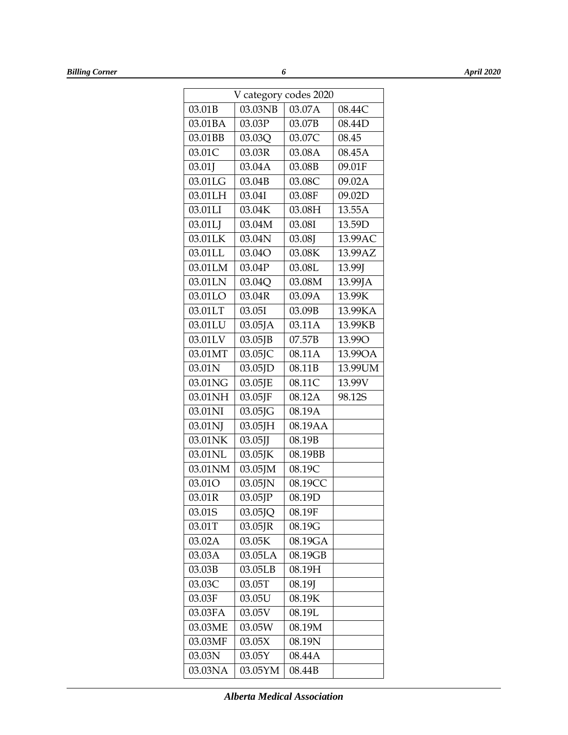| V category codes 2020 | | | |
|---|---|---|---|
| 03.01B | 03.03NB | 03.07A | 08.44C |
| 03.01BA | 03.03P | 03.07B | 08.44D |
| 03.01BB | 03.03Q | 03.07C | 08.45 |
| 03.01C | 03.03R | 03.08A | 08.45A |
| 03.01J | 03.04A | 03.08B | 09.01F |
| 03.01LG | 03.04B | 03.08C | 09.02A |
| 03.01LH | 03.04I | 03.08F | 09.02D |
| 03.01LI | 03.04K | 03.08H | 13.55A |
| 03.01LJ | 03.04M | 03.08I | 13.59D |
| 03.01LK | 03.04N | 03.08J | 13.99AC |
| 03.01LL | 03.04O | 03.08K | 13.99AZ |
| 03.01LM | 03.04P | 03.08L | 13.99J |
| 03.01LN | 03.04Q | 03.08M | 13.99JA |
| 03.01LO | 03.04R | 03.09A | 13.99K |
| 03.01LT | 03.05I | 03.09B | 13.99KA |
| 03.01LU | 03.05JA | 03.11A | 13.99KB |
| 03.01LV | 03.05JB | 07.57B | 13.99O |
| 03.01MT | 03.05JC | 08.11A | 13.99OA |
| 03.01N | 03.05JD | 08.11B | 13.99UM |
| 03.01NG | 03.05JE | 08.11C | 13.99V |
| 03.01NH | 03.05JF | 08.12A | 98.12S |
| 03.01NI | 03.05JG | 08.19A | |
| 03.01NJ | 03.05JH | 08.19AA | |
| 03.01NK | 03.05JJ | 08.19B | |
| 03.01NL | 03.05JK | 08.19BB | |
| 03.01NM | 03.05JM | 08.19C | |
| 03.01O | 03.05JN | 08.19CC | |
| 03.01R | 03.05JP | 08.19D | |
| 03.01S | 03.05JQ | 08.19F | |
| 03.01T | 03.05JR | 08.19G | |
| 03.02A | 03.05K | 08.19GA | |
| 03.03A | 03.05LA | 08.19GB | |
| 03.03B | 03.05LB | 08.19H | |
| 03.03C | 03.05T | 08.19J | |
| 03.03F | 03.05U | 08.19K | |
| 03.03FA | 03.05V | 08.19L | |
| 03.03ME | 03.05W | 08.19M | |
| 03.03MF | 03.05X | 08.19N | |
| 03.03N | 03.05Y | 08.44A | |
| 03.03NA | 03.05YM | 08.44B | |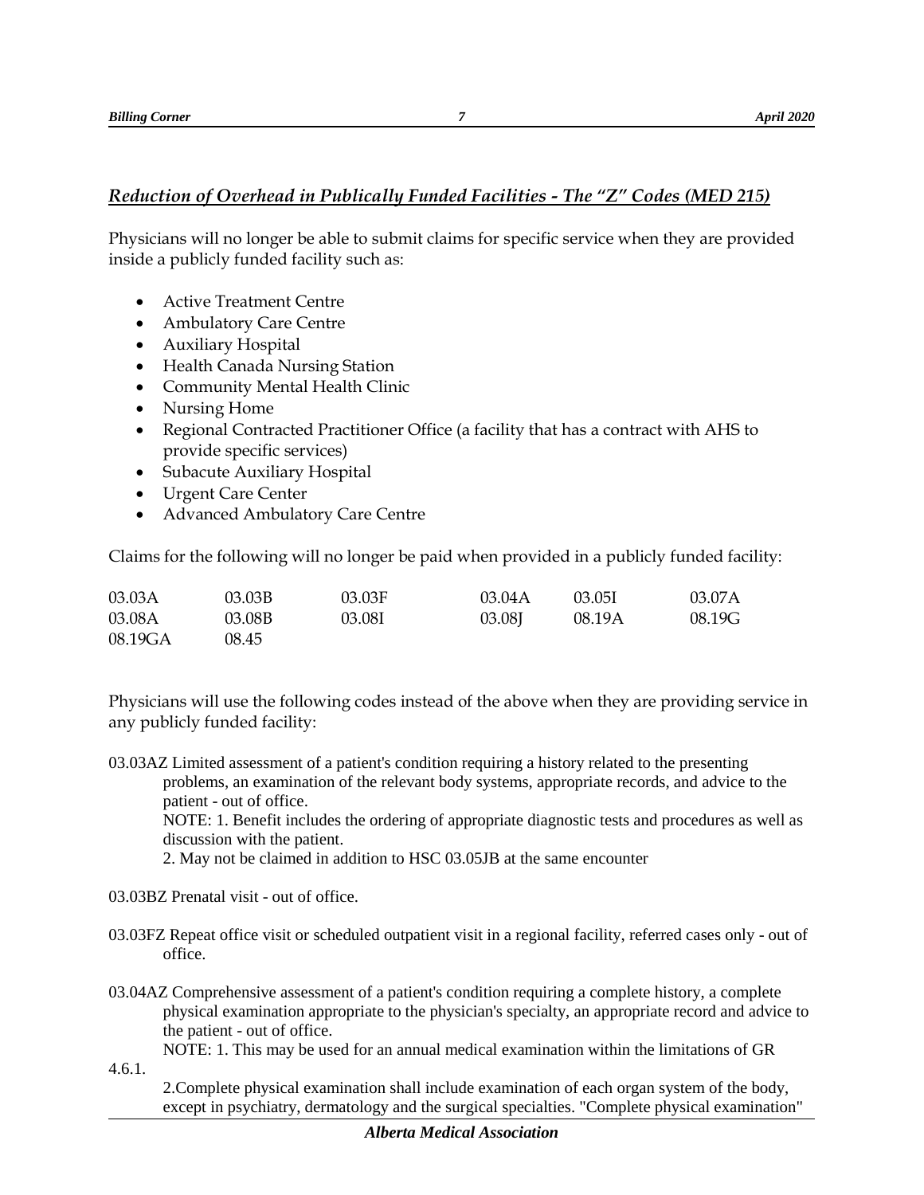## *Reduction of Overhead in Publically Funded Facilities - The "Z" Codes (MED 215)*

Physicians will no longer be able to submit claims for specific service when they are provided inside a publicly funded facility such as:

- Active Treatment Centre
- Ambulatory Care Centre
- Auxiliary Hospital
- Health Canada Nursing Station
- Community Mental Health Clinic
- Nursing Home
- Regional Contracted Practitioner Office (a facility that has a contract with AHS to provide specific services)
- Subacute Auxiliary Hospital
- Urgent Care Center
- Advanced Ambulatory Care Centre

Claims for the following will no longer be paid when provided in a publicly funded facility:

| | | | | | |
|---|---|---|---|---|---|
| 03.03A | 03.03B | 03.03F | 03.04A | 03.05I | 03.07A |
| 03.08A | 03.08B | 03.08I | 03.08J | 08.19A | 08.19G |
| 08.19GA | 08.45 | | | | |

Physicians will use the following codes instead of the above when they are providing service in any publicly funded facility:

03.03AZ Limited assessment of a patient's condition requiring a history related to the presenting problems, an examination of the relevant body systems, appropriate records, and advice to the patient - out of office.
NOTE: 1. Benefit includes the ordering of appropriate diagnostic tests and procedures as well as discussion with the patient.
2. May not be claimed in addition to HSC 03.05JB at the same encounter

03.03BZ Prenatal visit - out of office.

03.03FZ Repeat office visit or scheduled outpatient visit in a regional facility, referred cases only - out of office.

03.04AZ Comprehensive assessment of a patient's condition requiring a complete history, a complete physical examination appropriate to the physician's specialty, an appropriate record and advice to the patient - out of office.
NOTE: 1. This may be used for an annual medical examination within the limitations of GR 4.6.1.
2.Complete physical examination shall include examination of each organ system of the body, except in psychiatry, dermatology and the surgical specialties. "Complete physical examination"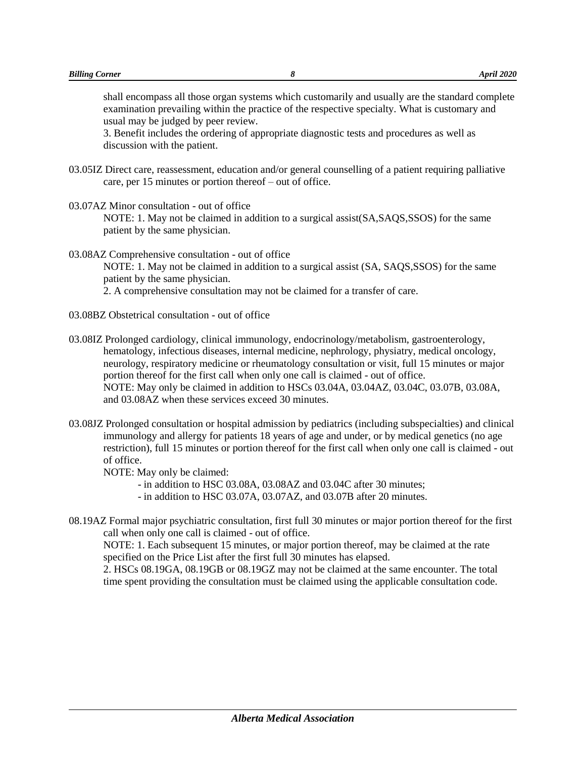shall encompass all those organ systems which customarily and usually are the standard complete examination prevailing within the practice of the respective specialty. What is customary and usual may be judged by peer review.

3. Benefit includes the ordering of appropriate diagnostic tests and procedures as well as discussion with the patient.

03.05IZ Direct care, reassessment, education and/or general counselling of a patient requiring palliative care, per 15 minutes or portion thereof – out of office.

03.07AZ Minor consultation - out of office

NOTE: 1. May not be claimed in addition to a surgical assist(SA,SAQS,SSOS) for the same patient by the same physician.

03.08AZ Comprehensive consultation - out of office

NOTE: 1. May not be claimed in addition to a surgical assist (SA, SAQS,SSOS) for the same patient by the same physician.

2. A comprehensive consultation may not be claimed for a transfer of care.

03.08BZ Obstetrical consultation - out of office

03.08IZ Prolonged cardiology, clinical immunology, endocrinology/metabolism, gastroenterology, hematology, infectious diseases, internal medicine, nephrology, physiatry, medical oncology, neurology, respiratory medicine or rheumatology consultation or visit, full 15 minutes or major portion thereof for the first call when only one call is claimed - out of office.

NOTE: May only be claimed in addition to HSCs 03.04A, 03.04AZ, 03.04C, 03.07B, 03.08A, and 03.08AZ when these services exceed 30 minutes.

03.08JZ Prolonged consultation or hospital admission by pediatrics (including subspecialties) and clinical immunology and allergy for patients 18 years of age and under, or by medical genetics (no age restriction), full 15 minutes or portion thereof for the first call when only one call is claimed - out of office.

NOTE: May only be claimed:

- in addition to HSC 03.08A, 03.08AZ and 03.04C after 30 minutes;
- in addition to HSC 03.07A, 03.07AZ, and 03.07B after 20 minutes.

08.19AZ Formal major psychiatric consultation, first full 30 minutes or major portion thereof for the first call when only one call is claimed - out of office.

NOTE: 1. Each subsequent 15 minutes, or major portion thereof, may be claimed at the rate specified on the Price List after the first full 30 minutes has elapsed.

2. HSCs 08.19GA, 08.19GB or 08.19GZ may not be claimed at the same encounter. The total time spent providing the consultation must be claimed using the applicable consultation code.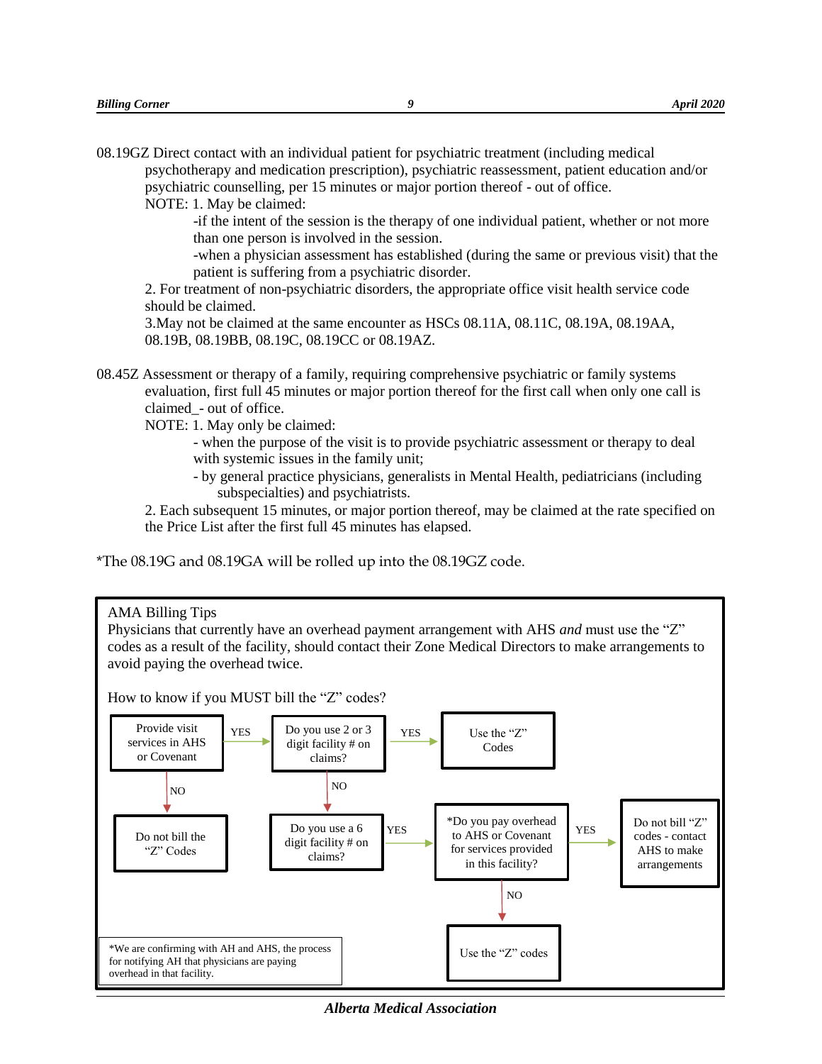08.19GZ Direct contact with an individual patient for psychiatric treatment (including medical psychotherapy and medication prescription), psychiatric reassessment, patient education and/or psychiatric counselling, per 15 minutes or major portion thereof - out of office.

NOTE: 1. May be claimed:

-if the intent of the session is the therapy of one individual patient, whether or not more than one person is involved in the session.

-when a physician assessment has established (during the same or previous visit) that the patient is suffering from a psychiatric disorder.

2. For treatment of non-psychiatric disorders, the appropriate office visit health service code should be claimed.

3.May not be claimed at the same encounter as HSCs 08.11A, 08.11C, 08.19A, 08.19AA, 08.19B, 08.19BB, 08.19C, 08.19CC or 08.19AZ.

08.45Z Assessment or therapy of a family, requiring comprehensive psychiatric or family systems evaluation, first full 45 minutes or major portion thereof for the first call when only one call is claimed_- out of office.

NOTE: 1. May only be claimed:

- when the purpose of the visit is to provide psychiatric assessment or therapy to deal with systemic issues in the family unit;
- by general practice physicians, generalists in Mental Health, pediatricians (including subspecialties) and psychiatrists.

2. Each subsequent 15 minutes, or major portion thereof, may be claimed at the rate specified on the Price List after the first full 45 minutes has elapsed.

*The 08.19G and 08.19GA will be rolled up into the 08.19GZ code.

---

AMA Billing Tips

Physicians that currently have an overhead payment arrangement with AHS *and* must use the "Z" codes as a result of the facility, should contact their Zone Medical Directors to make arrangements to avoid paying the overhead twice.

How to know if you MUST bill the "Z" codes?

- Provide visit services in AHS or Covenant?
  - NO → Do not bill the "Z" Codes
  - YES → Do you use 2 or 3 digit facility # on claims?
    - YES → Use the "Z" Codes
    - NO → Do you use a 6 digit facility # on claims?
      - YES → *Do you pay overhead to AHS or Covenant for services provided in this facility?
        - YES → Do not bill "Z" codes - contact AHS to make arrangements
        - NO → Use the "Z" codes

*We are confirming with AH and AHS, the process for notifying AH that physicians are paying overhead in that facility.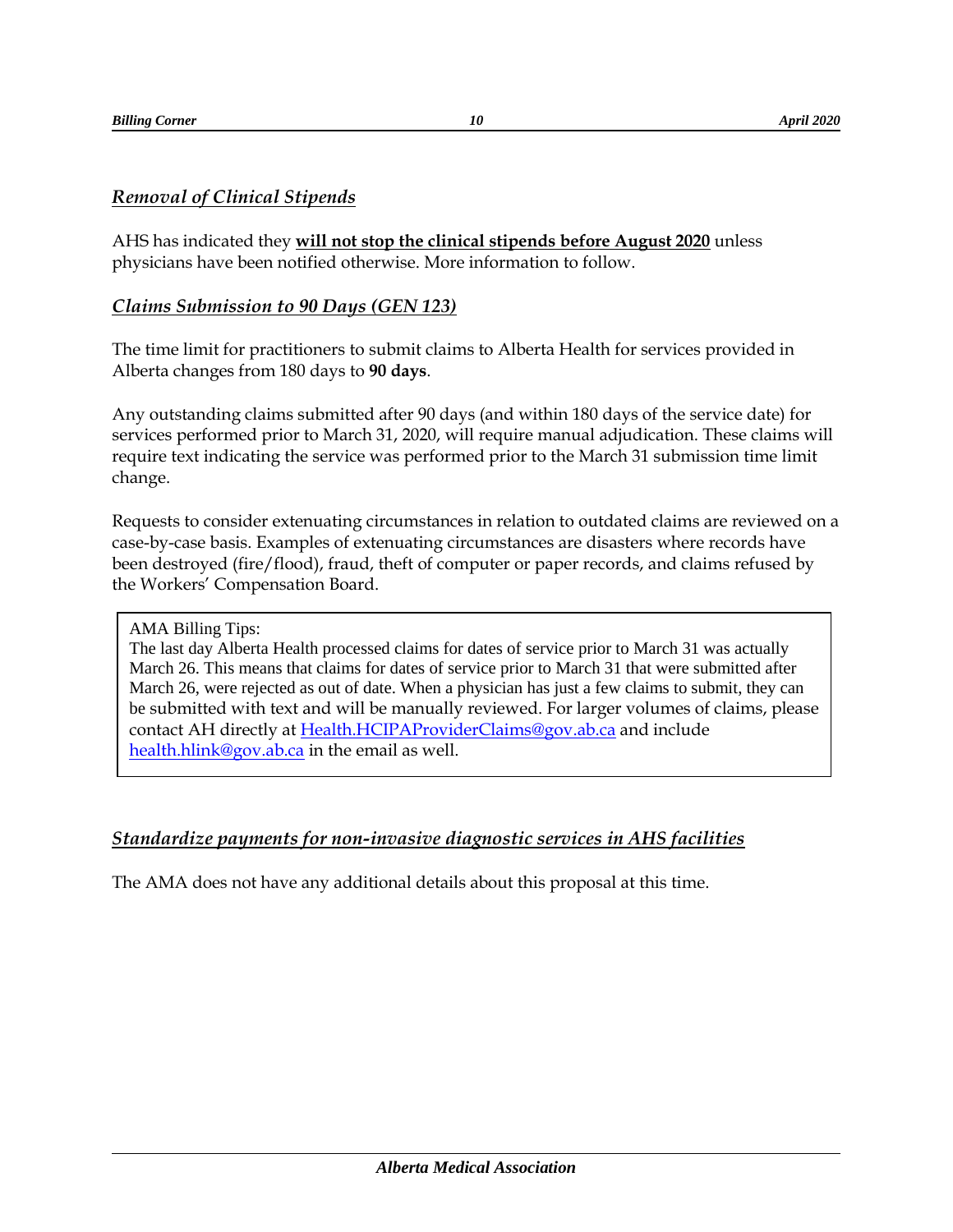## *Removal of Clinical Stipends*

AHS has indicated they **will not stop the clinical stipends before August 2020** unless physicians have been notified otherwise. More information to follow.

## *Claims Submission to 90 Days (GEN 123)*

The time limit for practitioners to submit claims to Alberta Health for services provided in Alberta changes from 180 days to **90 days**.

Any outstanding claims submitted after 90 days (and within 180 days of the service date) for services performed prior to March 31, 2020, will require manual adjudication. These claims will require text indicating the service was performed prior to the March 31 submission time limit change.

Requests to consider extenuating circumstances in relation to outdated claims are reviewed on a case-by-case basis. Examples of extenuating circumstances are disasters where records have been destroyed (fire/flood), fraud, theft of computer or paper records, and claims refused by the Workers' Compensation Board.

> AMA Billing Tips:
> The last day Alberta Health processed claims for dates of service prior to March 31 was actually March 26. This means that claims for dates of service prior to March 31 that were submitted after March 26, were rejected as out of date. When a physician has just a few claims to submit, they can be submitted with text and will be manually reviewed. For larger volumes of claims, please contact AH directly at Health.HCIPAProviderClaims@gov.ab.ca and include health.hlink@gov.ab.ca in the email as well.

## *Standardize payments for non-invasive diagnostic services in AHS facilities*

The AMA does not have any additional details about this proposal at this time.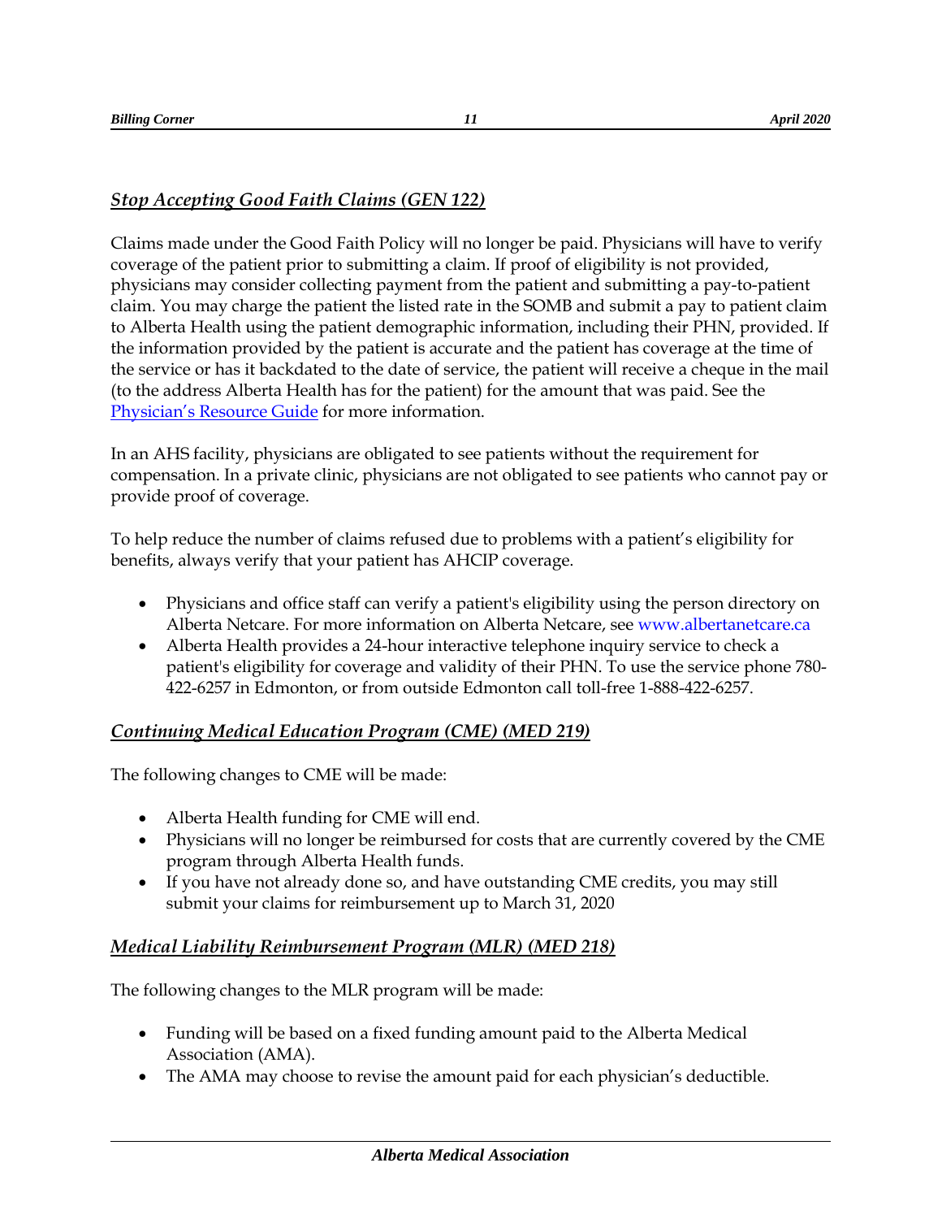## *Stop Accepting Good Faith Claims (GEN 122)*

Claims made under the Good Faith Policy will no longer be paid. Physicians will have to verify coverage of the patient prior to submitting a claim. If proof of eligibility is not provided, physicians may consider collecting payment from the patient and submitting a pay-to-patient claim. You may charge the patient the listed rate in the SOMB and submit a pay to patient claim to Alberta Health using the patient demographic information, including their PHN, provided. If the information provided by the patient is accurate and the patient has coverage at the time of the service or has it backdated to the date of service, the patient will receive a cheque in the mail (to the address Alberta Health has for the patient) for the amount that was paid. See the [Physician's Resource Guide] for more information.

In an AHS facility, physicians are obligated to see patients without the requirement for compensation. In a private clinic, physicians are not obligated to see patients who cannot pay or provide proof of coverage.

To help reduce the number of claims refused due to problems with a patient's eligibility for benefits, always verify that your patient has AHCIP coverage.

- Physicians and office staff can verify a patient's eligibility using the person directory on Alberta Netcare. For more information on Alberta Netcare, see www.albertanetcare.ca
- Alberta Health provides a 24-hour interactive telephone inquiry service to check a patient's eligibility for coverage and validity of their PHN. To use the service phone 780-422-6257 in Edmonton, or from outside Edmonton call toll-free 1-888-422-6257.

## *Continuing Medical Education Program (CME) (MED 219)*

The following changes to CME will be made:

- Alberta Health funding for CME will end.
- Physicians will no longer be reimbursed for costs that are currently covered by the CME program through Alberta Health funds.
- If you have not already done so, and have outstanding CME credits, you may still submit your claims for reimbursement up to March 31, 2020

## *Medical Liability Reimbursement Program (MLR) (MED 218)*

The following changes to the MLR program will be made:

- Funding will be based on a fixed funding amount paid to the Alberta Medical Association (AMA).
- The AMA may choose to revise the amount paid for each physician's deductible.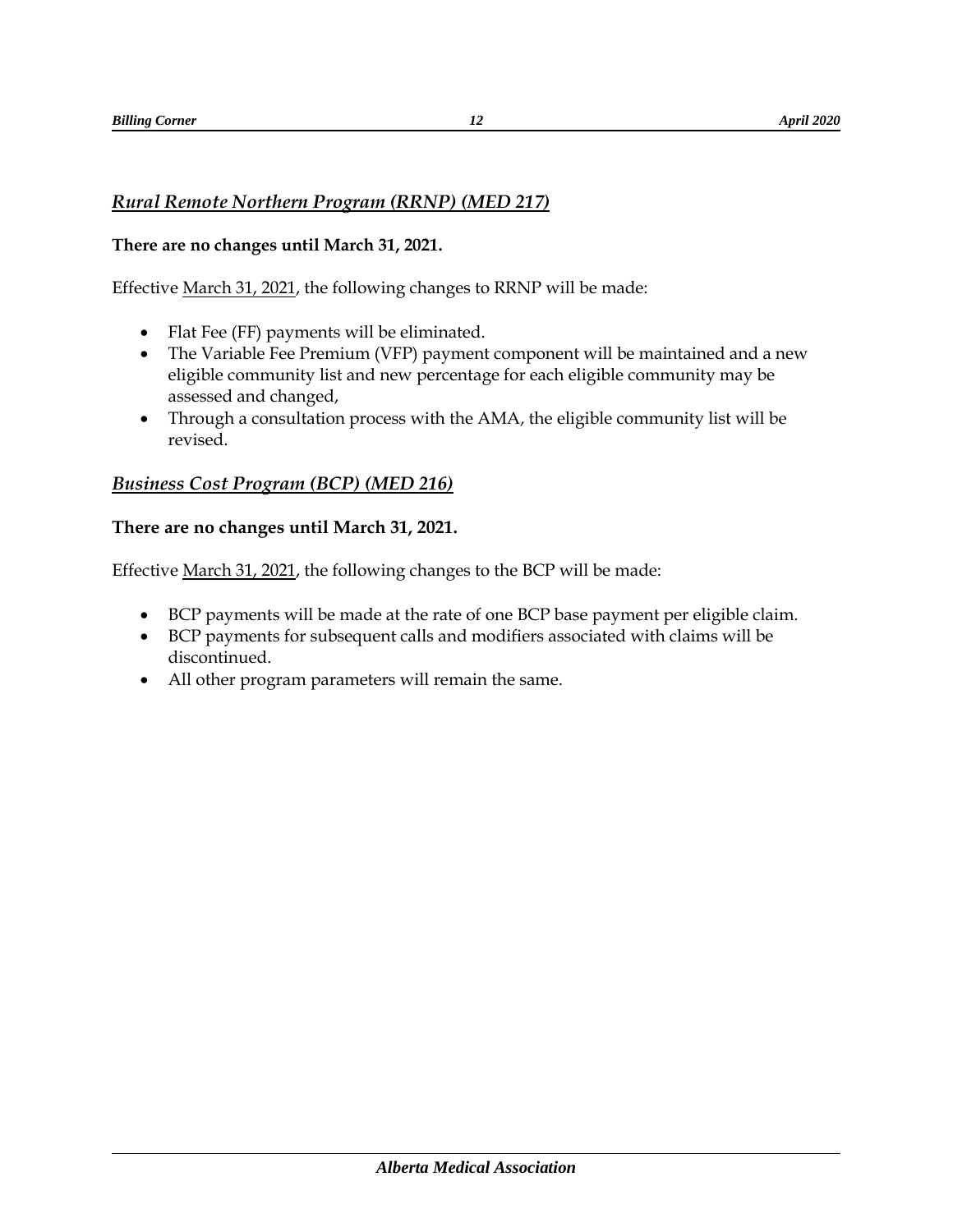## *Rural Remote Northern Program (RRNP) (MED 217)*

**There are no changes until March 31, 2021.**

Effective March 31, 2021, the following changes to RRNP will be made:

- Flat Fee (FF) payments will be eliminated.
- The Variable Fee Premium (VFP) payment component will be maintained and a new eligible community list and new percentage for each eligible community may be assessed and changed,
- Through a consultation process with the AMA, the eligible community list will be revised.

## *Business Cost Program (BCP) (MED 216)*

**There are no changes until March 31, 2021.**

Effective March 31, 2021, the following changes to the BCP will be made:

- BCP payments will be made at the rate of one BCP base payment per eligible claim.
- BCP payments for subsequent calls and modifiers associated with claims will be discontinued.
- All other program parameters will remain the same.